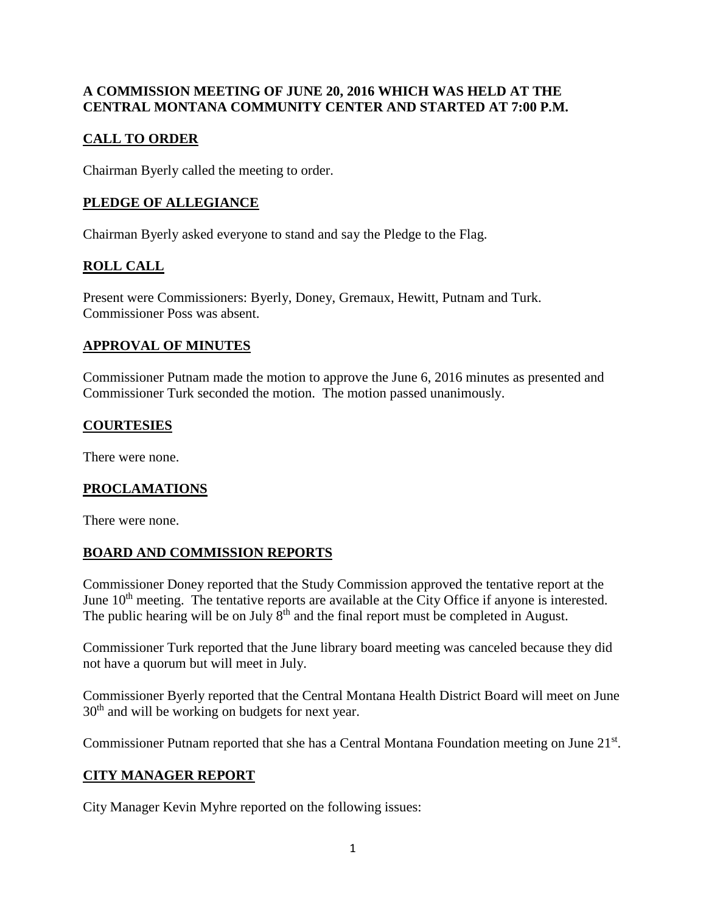**A COMMISSION MEETING OF JUNE 20, 2016 WHICH WAS HELD AT THE CENTRAL MONTANA COMMUNITY CENTER AND STARTED AT 7:00 P.M.**

## CALL TO ORDER

Chairman Byerly called the meeting to order.

## PLEDGE OF ALLEGIANCE

Chairman Byerly asked everyone to stand and say the Pledge to the Flag.

## ROLL CALL

Present were Commissioners: Byerly, Doney, Gremaux, Hewitt, Putnam and Turk. Commissioner Poss was absent.

## APPROVAL OF MINUTES

Commissioner Putnam made the motion to approve the June 6, 2016 minutes as presented and Commissioner Turk seconded the motion. The motion passed unanimously.

## COURTESIES

There were none.

## PROCLAMATIONS

There were none.

## BOARD AND COMMISSION REPORTS

Commissioner Doney reported that the Study Commission approved the tentative report at the June 10th meeting. The tentative reports are available at the City Office if anyone is interested. The public hearing will be on July 8th and the final report must be completed in August.

Commissioner Turk reported that the June library board meeting was canceled because they did not have a quorum but will meet in July.

Commissioner Byerly reported that the Central Montana Health District Board will meet on June 30th and will be working on budgets for next year.

Commissioner Putnam reported that she has a Central Montana Foundation meeting on June 21st.

## CITY MANAGER REPORT

City Manager Kevin Myhre reported on the following issues: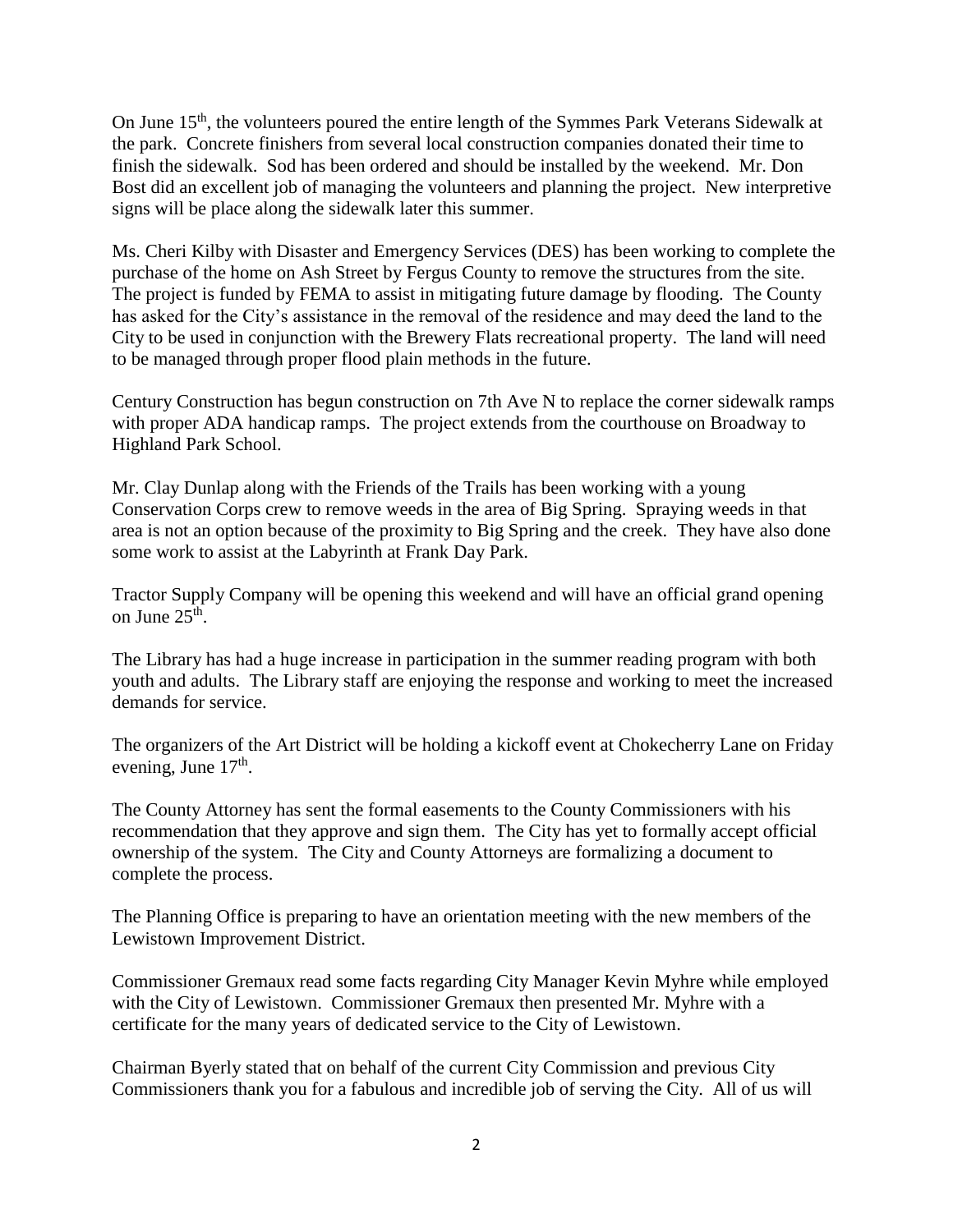On June 15th, the volunteers poured the entire length of the Symmes Park Veterans Sidewalk at the park. Concrete finishers from several local construction companies donated their time to finish the sidewalk. Sod has been ordered and should be installed by the weekend. Mr. Don Bost did an excellent job of managing the volunteers and planning the project. New interpretive signs will be place along the sidewalk later this summer.

Ms. Cheri Kilby with Disaster and Emergency Services (DES) has been working to complete the purchase of the home on Ash Street by Fergus County to remove the structures from the site. The project is funded by FEMA to assist in mitigating future damage by flooding. The County has asked for the City's assistance in the removal of the residence and may deed the land to the City to be used in conjunction with the Brewery Flats recreational property. The land will need to be managed through proper flood plain methods in the future.

Century Construction has begun construction on 7th Ave N to replace the corner sidewalk ramps with proper ADA handicap ramps. The project extends from the courthouse on Broadway to Highland Park School.

Mr. Clay Dunlap along with the Friends of the Trails has been working with a young Conservation Corps crew to remove weeds in the area of Big Spring. Spraying weeds in that area is not an option because of the proximity to Big Spring and the creek. They have also done some work to assist at the Labyrinth at Frank Day Park.

Tractor Supply Company will be opening this weekend and will have an official grand opening on June 25th.

The Library has had a huge increase in participation in the summer reading program with both youth and adults. The Library staff are enjoying the response and working to meet the increased demands for service.

The organizers of the Art District will be holding a kickoff event at Chokecherry Lane on Friday evening, June 17th.

The County Attorney has sent the formal easements to the County Commissioners with his recommendation that they approve and sign them. The City has yet to formally accept official ownership of the system. The City and County Attorneys are formalizing a document to complete the process.

The Planning Office is preparing to have an orientation meeting with the new members of the Lewistown Improvement District.

Commissioner Gremaux read some facts regarding City Manager Kevin Myhre while employed with the City of Lewistown. Commissioner Gremaux then presented Mr. Myhre with a certificate for the many years of dedicated service to the City of Lewistown.

Chairman Byerly stated that on behalf of the current City Commission and previous City Commissioners thank you for a fabulous and incredible job of serving the City. All of us will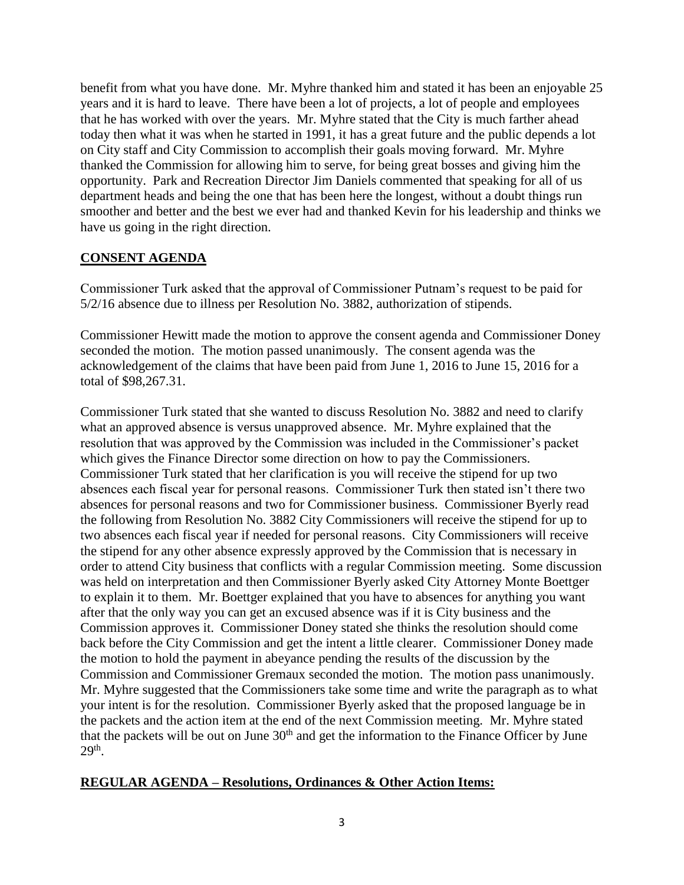benefit from what you have done. Mr. Myhre thanked him and stated it has been an enjoyable 25 years and it is hard to leave. There have been a lot of projects, a lot of people and employees that he has worked with over the years. Mr. Myhre stated that the City is much farther ahead today then what it was when he started in 1991, it has a great future and the public depends a lot on City staff and City Commission to accomplish their goals moving forward. Mr. Myhre thanked the Commission for allowing him to serve, for being great bosses and giving him the opportunity. Park and Recreation Director Jim Daniels commented that speaking for all of us department heads and being the one that has been here the longest, without a doubt things run smoother and better and the best we ever had and thanked Kevin for his leadership and thinks we have us going in the right direction.

## CONSENT AGENDA

Commissioner Turk asked that the approval of Commissioner Putnam's request to be paid for 5/2/16 absence due to illness per Resolution No. 3882, authorization of stipends.

Commissioner Hewitt made the motion to approve the consent agenda and Commissioner Doney seconded the motion. The motion passed unanimously. The consent agenda was the acknowledgement of the claims that have been paid from June 1, 2016 to June 15, 2016 for a total of $98,267.31.

Commissioner Turk stated that she wanted to discuss Resolution No. 3882 and need to clarify what an approved absence is versus unapproved absence. Mr. Myhre explained that the resolution that was approved by the Commission was included in the Commissioner's packet which gives the Finance Director some direction on how to pay the Commissioners. Commissioner Turk stated that her clarification is you will receive the stipend for up two absences each fiscal year for personal reasons. Commissioner Turk then stated isn't there two absences for personal reasons and two for Commissioner business. Commissioner Byerly read the following from Resolution No. 3882 City Commissioners will receive the stipend for up to two absences each fiscal year if needed for personal reasons. City Commissioners will receive the stipend for any other absence expressly approved by the Commission that is necessary in order to attend City business that conflicts with a regular Commission meeting. Some discussion was held on interpretation and then Commissioner Byerly asked City Attorney Monte Boettger to explain it to them. Mr. Boettger explained that you have to absences for anything you want after that the only way you can get an excused absence was if it is City business and the Commission approves it. Commissioner Doney stated she thinks the resolution should come back before the City Commission and get the intent a little clearer. Commissioner Doney made the motion to hold the payment in abeyance pending the results of the discussion by the Commission and Commissioner Gremaux seconded the motion. The motion pass unanimously. Mr. Myhre suggested that the Commissioners take some time and write the paragraph as to what your intent is for the resolution. Commissioner Byerly asked that the proposed language be in the packets and the action item at the end of the next Commission meeting. Mr. Myhre stated that the packets will be out on June 30th and get the information to the Finance Officer by June 29th.

## REGULAR AGENDA – Resolutions, Ordinances & Other Action Items: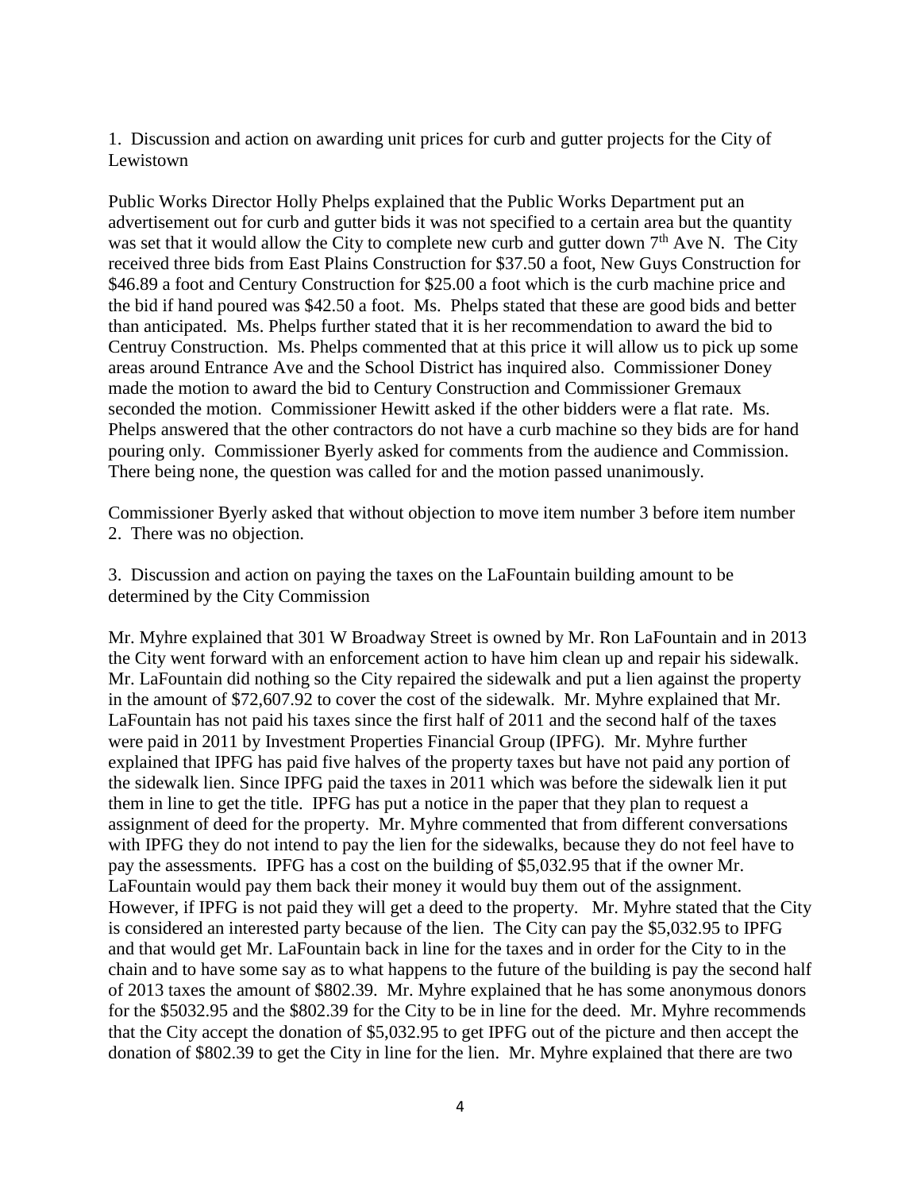1. Discussion and action on awarding unit prices for curb and gutter projects for the City of Lewistown

Public Works Director Holly Phelps explained that the Public Works Department put an advertisement out for curb and gutter bids it was not specified to a certain area but the quantity was set that it would allow the City to complete new curb and gutter down 7th Ave N. The City received three bids from East Plains Construction for $37.50 a foot, New Guys Construction for $46.89 a foot and Century Construction for $25.00 a foot which is the curb machine price and the bid if hand poured was $42.50 a foot. Ms. Phelps stated that these are good bids and better than anticipated. Ms. Phelps further stated that it is her recommendation to award the bid to Centruy Construction. Ms. Phelps commented that at this price it will allow us to pick up some areas around Entrance Ave and the School District has inquired also. Commissioner Doney made the motion to award the bid to Century Construction and Commissioner Gremaux seconded the motion. Commissioner Hewitt asked if the other bidders were a flat rate. Ms. Phelps answered that the other contractors do not have a curb machine so they bids are for hand pouring only. Commissioner Byerly asked for comments from the audience and Commission. There being none, the question was called for and the motion passed unanimously.

Commissioner Byerly asked that without objection to move item number 3 before item number 2. There was no objection.

3. Discussion and action on paying the taxes on the LaFountain building amount to be determined by the City Commission

Mr. Myhre explained that 301 W Broadway Street is owned by Mr. Ron LaFountain and in 2013 the City went forward with an enforcement action to have him clean up and repair his sidewalk. Mr. LaFountain did nothing so the City repaired the sidewalk and put a lien against the property in the amount of $72,607.92 to cover the cost of the sidewalk. Mr. Myhre explained that Mr. LaFountain has not paid his taxes since the first half of 2011 and the second half of the taxes were paid in 2011 by Investment Properties Financial Group (IPFG). Mr. Myhre further explained that IPFG has paid five halves of the property taxes but have not paid any portion of the sidewalk lien. Since IPFG paid the taxes in 2011 which was before the sidewalk lien it put them in line to get the title. IPFG has put a notice in the paper that they plan to request a assignment of deed for the property. Mr. Myhre commented that from different conversations with IPFG they do not intend to pay the lien for the sidewalks, because they do not feel have to pay the assessments. IPFG has a cost on the building of $5,032.95 that if the owner Mr. LaFountain would pay them back their money it would buy them out of the assignment. However, if IPFG is not paid they will get a deed to the property. Mr. Myhre stated that the City is considered an interested party because of the lien. The City can pay the $5,032.95 to IPFG and that would get Mr. LaFountain back in line for the taxes and in order for the City to in the chain and to have some say as to what happens to the future of the building is pay the second half of 2013 taxes the amount of $802.39. Mr. Myhre explained that he has some anonymous donors for the $5032.95 and the $802.39 for the City to be in line for the deed. Mr. Myhre recommends that the City accept the donation of $5,032.95 to get IPFG out of the picture and then accept the donation of $802.39 to get the City in line for the lien. Mr. Myhre explained that there are two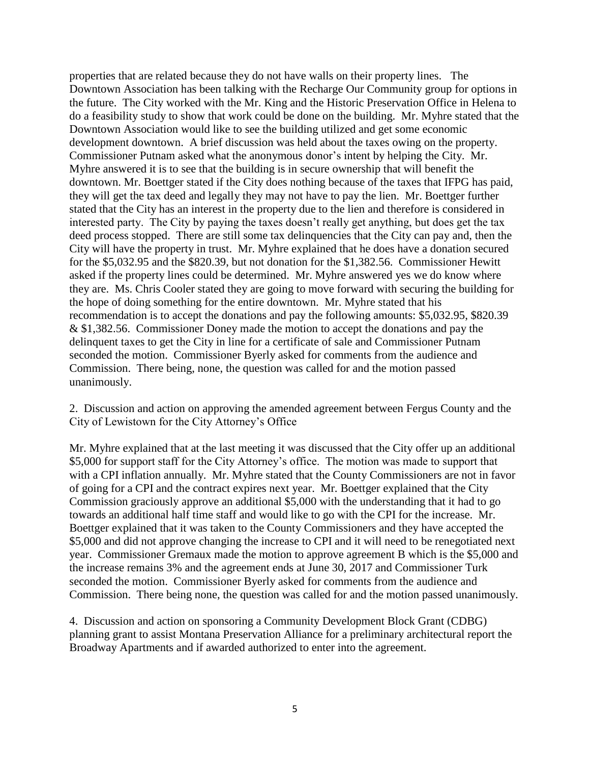properties that are related because they do not have walls on their property lines. The Downtown Association has been talking with the Recharge Our Community group for options in the future. The City worked with the Mr. King and the Historic Preservation Office in Helena to do a feasibility study to show that work could be done on the building. Mr. Myhre stated that the Downtown Association would like to see the building utilized and get some economic development downtown. A brief discussion was held about the taxes owing on the property. Commissioner Putnam asked what the anonymous donor's intent by helping the City. Mr. Myhre answered it is to see that the building is in secure ownership that will benefit the downtown. Mr. Boettger stated if the City does nothing because of the taxes that IFPG has paid, they will get the tax deed and legally they may not have to pay the lien. Mr. Boettger further stated that the City has an interest in the property due to the lien and therefore is considered in interested party. The City by paying the taxes doesn't really get anything, but does get the tax deed process stopped. There are still some tax delinquencies that the City can pay and, then the City will have the property in trust. Mr. Myhre explained that he does have a donation secured for the $5,032.95 and the $820.39, but not donation for the $1,382.56. Commissioner Hewitt asked if the property lines could be determined. Mr. Myhre answered yes we do know where they are. Ms. Chris Cooler stated they are going to move forward with securing the building for the hope of doing something for the entire downtown. Mr. Myhre stated that his recommendation is to accept the donations and pay the following amounts: $5,032.95, $820.39 & $1,382.56. Commissioner Doney made the motion to accept the donations and pay the delinquent taxes to get the City in line for a certificate of sale and Commissioner Putnam seconded the motion. Commissioner Byerly asked for comments from the audience and Commission. There being, none, the question was called for and the motion passed unanimously.

2. Discussion and action on approving the amended agreement between Fergus County and the City of Lewistown for the City Attorney's Office

Mr. Myhre explained that at the last meeting it was discussed that the City offer up an additional $5,000 for support staff for the City Attorney's office. The motion was made to support that with a CPI inflation annually. Mr. Myhre stated that the County Commissioners are not in favor of going for a CPI and the contract expires next year. Mr. Boettger explained that the City Commission graciously approve an additional $5,000 with the understanding that it had to go towards an additional half time staff and would like to go with the CPI for the increase. Mr. Boettger explained that it was taken to the County Commissioners and they have accepted the $5,000 and did not approve changing the increase to CPI and it will need to be renegotiated next year. Commissioner Gremaux made the motion to approve agreement B which is the $5,000 and the increase remains 3% and the agreement ends at June 30, 2017 and Commissioner Turk seconded the motion. Commissioner Byerly asked for comments from the audience and Commission. There being none, the question was called for and the motion passed unanimously.

4. Discussion and action on sponsoring a Community Development Block Grant (CDBG) planning grant to assist Montana Preservation Alliance for a preliminary architectural report the Broadway Apartments and if awarded authorized to enter into the agreement.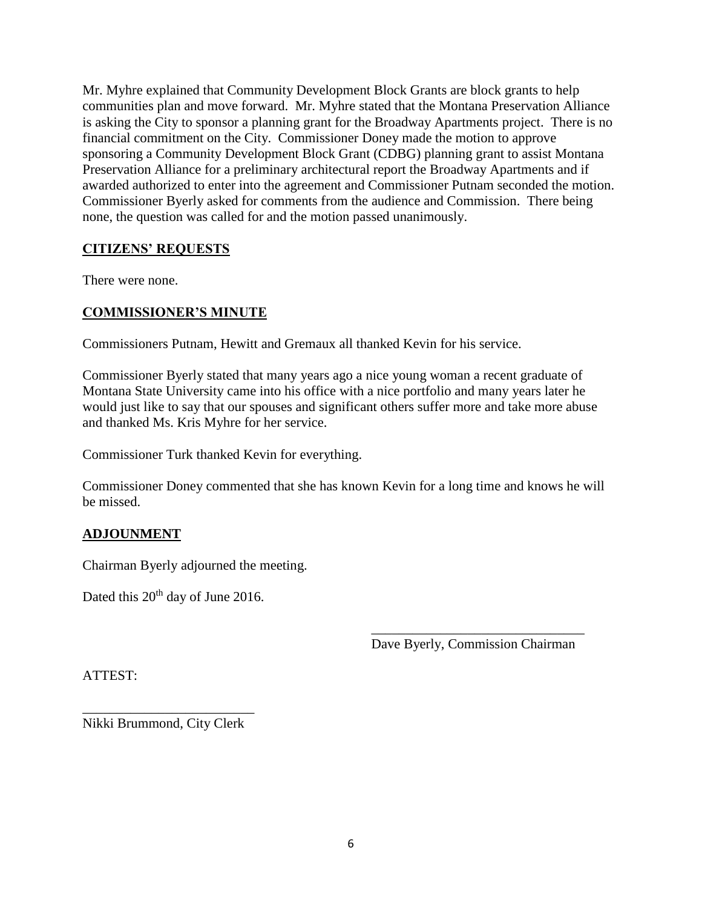Mr. Myhre explained that Community Development Block Grants are block grants to help communities plan and move forward. Mr. Myhre stated that the Montana Preservation Alliance is asking the City to sponsor a planning grant for the Broadway Apartments project. There is no financial commitment on the City. Commissioner Doney made the motion to approve sponsoring a Community Development Block Grant (CDBG) planning grant to assist Montana Preservation Alliance for a preliminary architectural report the Broadway Apartments and if awarded authorized to enter into the agreement and Commissioner Putnam seconded the motion. Commissioner Byerly asked for comments from the audience and Commission. There being none, the question was called for and the motion passed unanimously.

## CITIZENS' REQUESTS

There were none.

## COMMISSIONER'S MINUTE

Commissioners Putnam, Hewitt and Gremaux all thanked Kevin for his service.

Commissioner Byerly stated that many years ago a nice young woman a recent graduate of Montana State University came into his office with a nice portfolio and many years later he would just like to say that our spouses and significant others suffer more and take more abuse and thanked Ms. Kris Myhre for her service.

Commissioner Turk thanked Kevin for everything.

Commissioner Doney commented that she has known Kevin for a long time and knows he will be missed.

## ADJOUNMENT

Chairman Byerly adjourned the meeting.

Dated this 20th day of June 2016.

_______________________________
Dave Byerly, Commission Chairman

ATTEST:

_________________________
Nikki Brummond, City Clerk